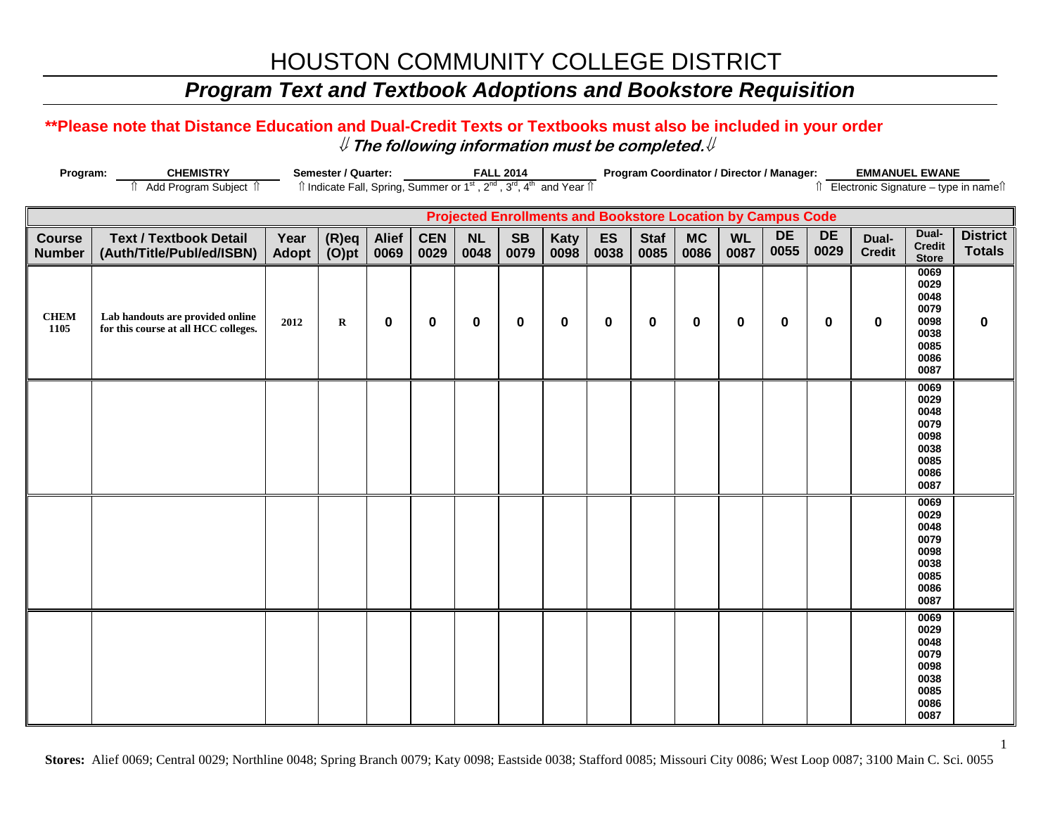# HOUSTON COMMUNITY COLLEGE DISTRICT

## *Program Text and Textbook Adoptions and Bookstore Requisition*

**\*\*Please note that Distance Education and Dual-Credit Texts or Textbooks must also be included in your order**

***⇓ The following information must be completed.⇓***

**Program:** **CHEMISTRY** — ⇑ Add Program Subject ⇑

**Semester / Quarter:** **FALL 2014** — ⇑ Indicate Fall, Spring, Summer or 1st, 2nd, 3rd, 4th and Year ⇑

**Program Coordinator / Director / Manager:** **EMMANUEL EWANE** — ⇑ Electronic Signature – type in name⇑

| | | | | Projected Enrollments and Bookstore Location by Campus Code | | | | | | | | | | | | | |
|---|---|---|---|---|---|---|---|---|---|---|---|---|---|---|---|---|---|
| **Course Number** | **Text / Textbook Detail (Auth/Title/Publ/ed/ISBN)** | **Year Adopt** | **(R)eq (O)pt** | **Alief 0069** | **CEN 0029** | **NL 0048** | **SB 0079** | **Katy 0098** | **ES 0038** | **Staf 0085** | **MC 0086** | **WL 0087** | **DE 0055** | **DE 0029** | **Dual-Credit** | **Dual-Credit Store** | **District Totals** |
| **CHEM 1105** | **Lab handouts are provided online for this course at all HCC colleges.** | **2012** | **R** | **0** | **0** | **0** | **0** | **0** | **0** | **0** | **0** | **0** | **0** | **0** | **0** | 0069 0029 0048 0079 0098 0038 0085 0086 0087 | **0** |
| | | | | | | | | | | | | | | | | 0069 0029 0048 0079 0098 0038 0085 0086 0087 | |
| | | | | | | | | | | | | | | | | 0069 0029 0048 0079 0098 0038 0085 0086 0087 | |
| | | | | | | | | | | | | | | | | 0069 0029 0048 0079 0098 0038 0085 0086 0087 | |

**Stores:** Alief 0069; Central 0029; Northline 0048; Spring Branch 0079; Katy 0098; Eastside 0038; Stafford 0085; Missouri City 0086; West Loop 0087; 3100 Main C. Sci. 0055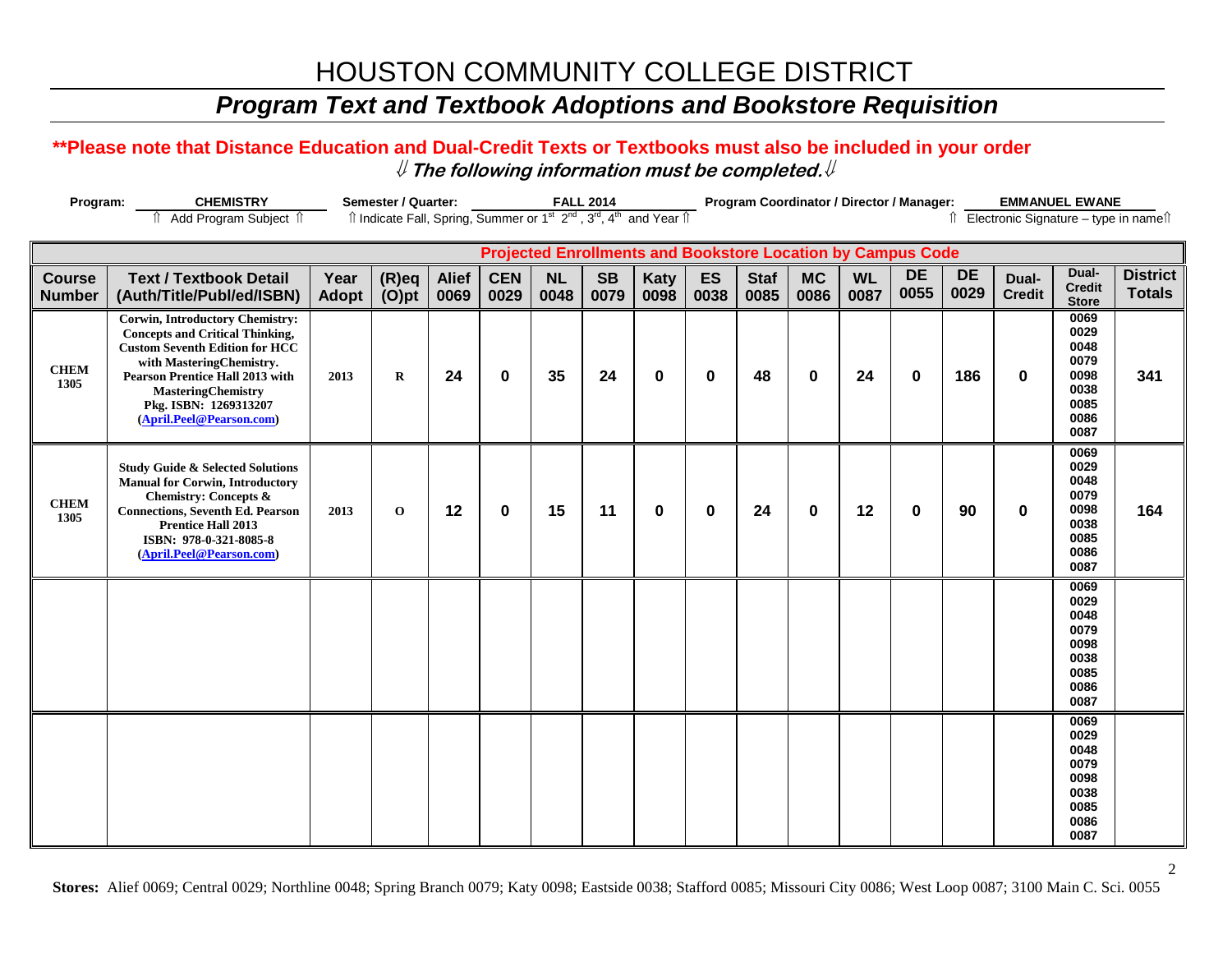# HOUSTON COMMUNITY COLLEGE DISTRICT

## *Program Text and Textbook Adoptions and Bookstore Requisition*

**\*\*Please note that Distance Education and Dual-Credit Texts or Textbooks must also be included in your order**

⇓ ***The following information must be completed.*** ⇓

**Program:** **CHEMISTRY** ⇑ Add Program Subject ⇑ **Semester / Quarter:** **FALL 2014** ⇑ Indicate Fall, Spring, Summer or 1st 2nd, 3rd, 4th and Year ⇑ **Program Coordinator / Director / Manager:** **EMMANUEL EWANE** ⇑ Electronic Signature – type in name⇑

| | | | | Projected Enrollments and Bookstore Location by Campus Code | | | | | | | | | | | | | |
|---|---|---|---|---|---|---|---|---|---|---|---|---|---|---|---|---|---|
| **Course Number** | **Text / Textbook Detail (Auth/Title/Publ/ed/ISBN)** | **Year Adopt** | **(R)eq (O)pt** | **Alief 0069** | **CEN 0029** | **NL 0048** | **SB 0079** | **Katy 0098** | **ES 0038** | **Staf 0085** | **MC 0086** | **WL 0087** | **DE 0055** | **DE 0029** | **Dual-Credit** | **Dual-Credit Store** | **District Totals** |
| **CHEM 1305** | **Corwin, Introductory Chemistry: Concepts and Critical Thinking, Custom Seventh Edition for HCC with MasteringChemistry. Pearson Prentice Hall 2013 with MasteringChemistry Pkg. ISBN: 1269313207 (April.Peel@Pearson.com)** | **2013** | **R** | **24** | **0** | **35** | **24** | **0** | **0** | **48** | **0** | **24** | **0** | **186** | **0** | 0069 0029 0048 0079 0098 0038 0085 0086 0087 | **341** |
| **CHEM 1305** | **Study Guide & Selected Solutions Manual for Corwin, Introductory Chemistry: Concepts & Connections, Seventh Ed. Pearson Prentice Hall 2013 ISBN: 978-0-321-8085-8 (April.Peel@Pearson.com)** | **2013** | **O** | **12** | **0** | **15** | **11** | **0** | **0** | **24** | **0** | **12** | **0** | **90** | **0** | 0069 0029 0048 0079 0098 0038 0085 0086 0087 | **164** |
| | | | | | | | | | | | | | | | | 0069 0029 0048 0079 0098 0038 0085 0086 0087 | |
| | | | | | | | | | | | | | | | | 0069 0029 0048 0079 0098 0038 0085 0086 0087 | |

**Stores:** Alief 0069; Central 0029; Northline 0048; Spring Branch 0079; Katy 0098; Eastside 0038; Stafford 0085; Missouri City 0086; West Loop 0087; 3100 Main C. Sci. 0055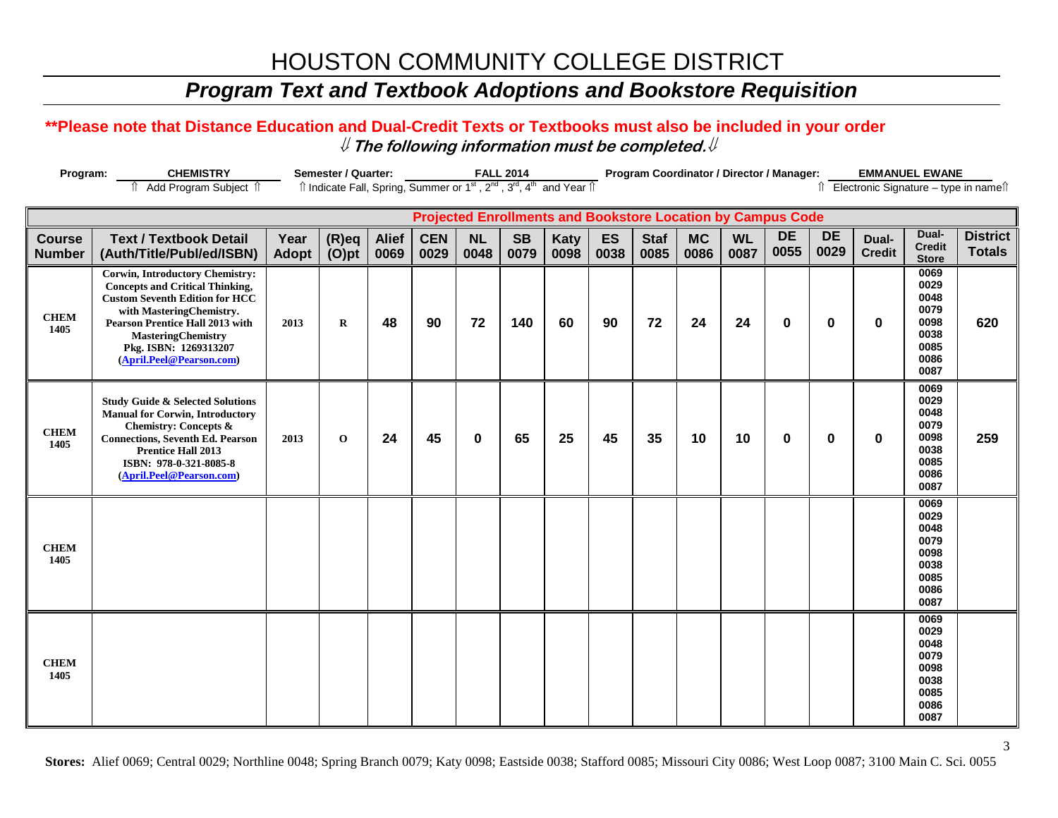# HOUSTON COMMUNITY COLLEGE DISTRICT

## *Program Text and Textbook Adoptions and Bookstore Requisition*

**\*\*Please note that Distance Education and Dual-Credit Texts or Textbooks must also be included in your order**

⇓ ***The following information must be completed.*** ⇓

**Program:** CHEMISTRY
⇑ Add Program Subject ⇑

**Semester / Quarter:** FALL 2014
⇑ Indicate Fall, Spring, Summer or 1st, 2nd, 3rd, 4th and Year ⇑

**Program Coordinator / Director / Manager:** EMMANUEL EWANE
⇑ Electronic Signature – type in name⇑

| | | | | Projected Enrollments and Bookstore Location by Campus Code | | | | | | | | | | | | | |
|---|---|---|---|---|---|---|---|---|---|---|---|---|---|---|---|---|---|
| **Course Number** | **Text / Textbook Detail (Auth/Title/Publ/ed/ISBN)** | **Year Adopt** | **(R)eq (O)pt** | **Alief 0069** | **CEN 0029** | **NL 0048** | **SB 0079** | **Katy 0098** | **ES 0038** | **Staf 0085** | **MC 0086** | **WL 0087** | **DE 0055** | **DE 0029** | **Dual-Credit** | **Dual-Credit Store** | **District Totals** |
| **CHEM 1405** | **Corwin, Introductory Chemistry: Concepts and Critical Thinking, Custom Seventh Edition for HCC with MasteringChemistry. Pearson Prentice Hall 2013 with MasteringChemistry Pkg. ISBN: 1269313207 (April.Peel@Pearson.com)** | 2013 | R | 48 | 90 | 72 | 140 | 60 | 90 | 72 | 24 | 24 | 0 | 0 | 0 | 0069 0029 0048 0079 0098 0038 0085 0086 0087 | 620 |
| **CHEM 1405** | **Study Guide & Selected Solutions Manual for Corwin, Introductory Chemistry: Concepts & Connections, Seventh Ed. Pearson Prentice Hall 2013 ISBN: 978-0-321-8085-8 (April.Peel@Pearson.com)** | 2013 | O | 24 | 45 | 0 | 65 | 25 | 45 | 35 | 10 | 10 | 0 | 0 | 0 | 0069 0029 0048 0079 0098 0038 0085 0086 0087 | 259 |
| **CHEM 1405** | | | | | | | | | | | | | | | | 0069 0029 0048 0079 0098 0038 0085 0086 0087 | |
| **CHEM 1405** | | | | | | | | | | | | | | | | 0069 0029 0048 0079 0098 0038 0085 0086 0087 | |

**Stores:** Alief 0069; Central 0029; Northline 0048; Spring Branch 0079; Katy 0098; Eastside 0038; Stafford 0085; Missouri City 0086; West Loop 0087; 3100 Main C. Sci. 0055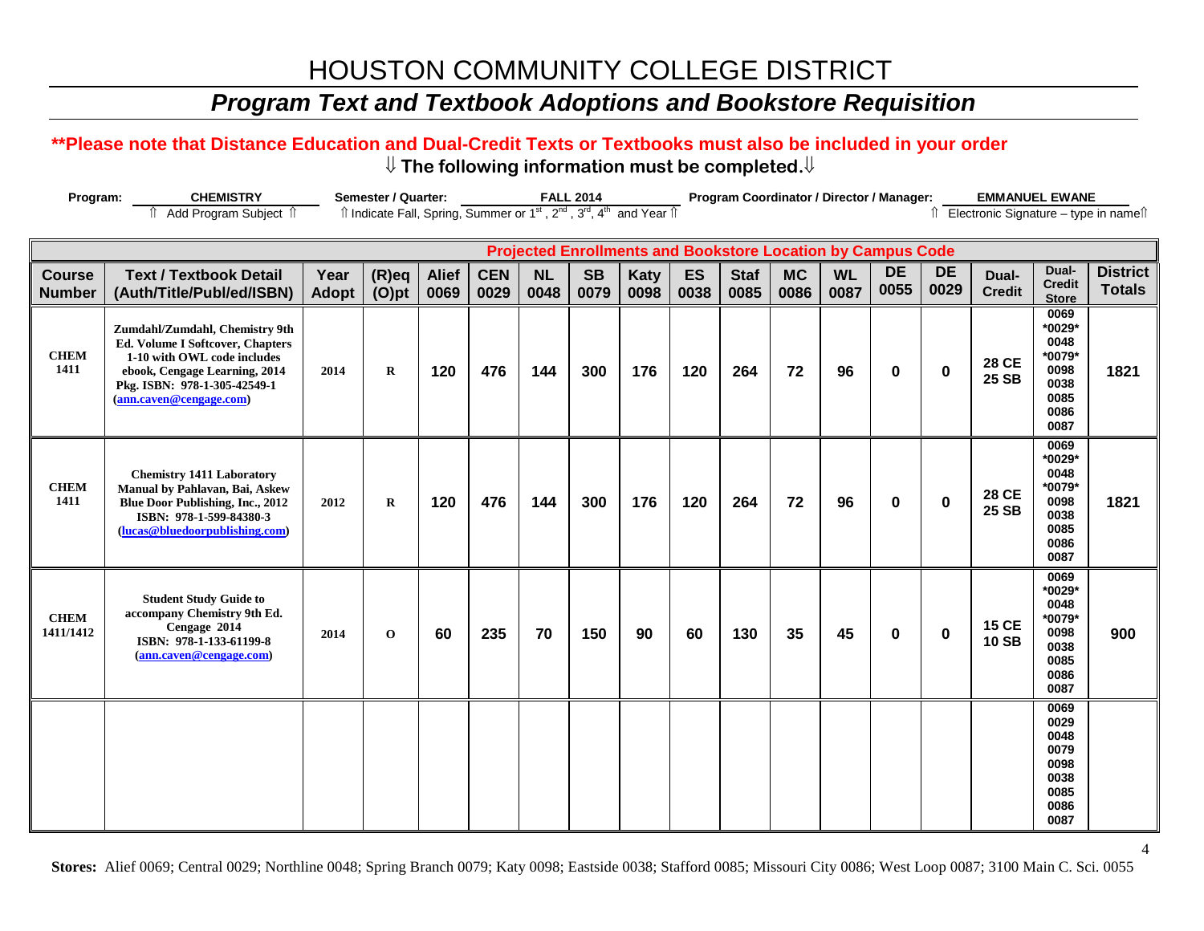# HOUSTON COMMUNITY COLLEGE DISTRICT

## *Program Text and Textbook Adoptions and Bookstore Requisition*

**\*\*Please note that Distance Education and Dual-Credit Texts or Textbooks must also be included in your order**

**⇓ The following information must be completed.⇓**

**Program:** CHEMISTRY (⇑ Add Program Subject ⇑) **Semester / Quarter:** FALL 2014 (⇑ Indicate Fall, Spring, Summer or 1st, 2nd, 3rd, 4th and Year ⇑) **Program Coordinator / Director / Manager:** EMMANUEL EWANE (⇑ Electronic Signature – type in name⇑)

| Course Number | Text / Textbook Detail (Auth/Title/Publ/ed/ISBN) | Year Adopt | (R)eq (O)pt | Alief 0069 | CEN 0029 | NL 0048 | SB 0079 | Katy 0098 | ES 0038 | Staf 0085 | MC 0086 | WL 0087 | DE 0055 | DE 0029 | Dual-Credit | Dual-Credit Store | District Totals |
|---|---|---|---|---|---|---|---|---|---|---|---|---|---|---|---|---|---|
| | **Projected Enrollments and Bookstore Location by Campus Code** | | | | | | | | | | | | | | | | |
| CHEM 1411 | Zumdahl/Zumdahl, Chemistry 9th Ed. Volume I Softcover, Chapters 1-10 with OWL code includes ebook, Cengage Learning, 2014 Pkg. ISBN: 978-1-305-42549-1 (ann.caven@cengage.com) | 2014 | R | 120 | 476 | 144 | 300 | 176 | 120 | 264 | 72 | 96 | 0 | 0 | 28 CE 25 SB | 0069 \*0029\* 0048 \*0079\* 0098 0038 0085 0086 0087 | 1821 |
| CHEM 1411 | Chemistry 1411 Laboratory Manual by Pahlavan, Bai, Askew Blue Door Publishing, Inc., 2012 ISBN: 978-1-599-84380-3 (lucas@bluedoorpublishing.com) | 2012 | R | 120 | 476 | 144 | 300 | 176 | 120 | 264 | 72 | 96 | 0 | 0 | 28 CE 25 SB | 0069 \*0029\* 0048 \*0079\* 0098 0038 0085 0086 0087 | 1821 |
| CHEM 1411/1412 | Student Study Guide to accompany Chemistry 9th Ed. Cengage 2014 ISBN: 978-1-133-61199-8 (ann.caven@cengage.com) | 2014 | O | 60 | 235 | 70 | 150 | 90 | 60 | 130 | 35 | 45 | 0 | 0 | 15 CE 10 SB | 0069 \*0029\* 0048 \*0079\* 0098 0038 0085 0086 0087 | 900 |
| | | | | | | | | | | | | | | | | 0069 0029 0048 0079 0098 0038 0085 0086 0087 | |

**Stores:** Alief 0069; Central 0029; Northline 0048; Spring Branch 0079; Katy 0098; Eastside 0038; Stafford 0085; Missouri City 0086; West Loop 0087; 3100 Main C. Sci. 0055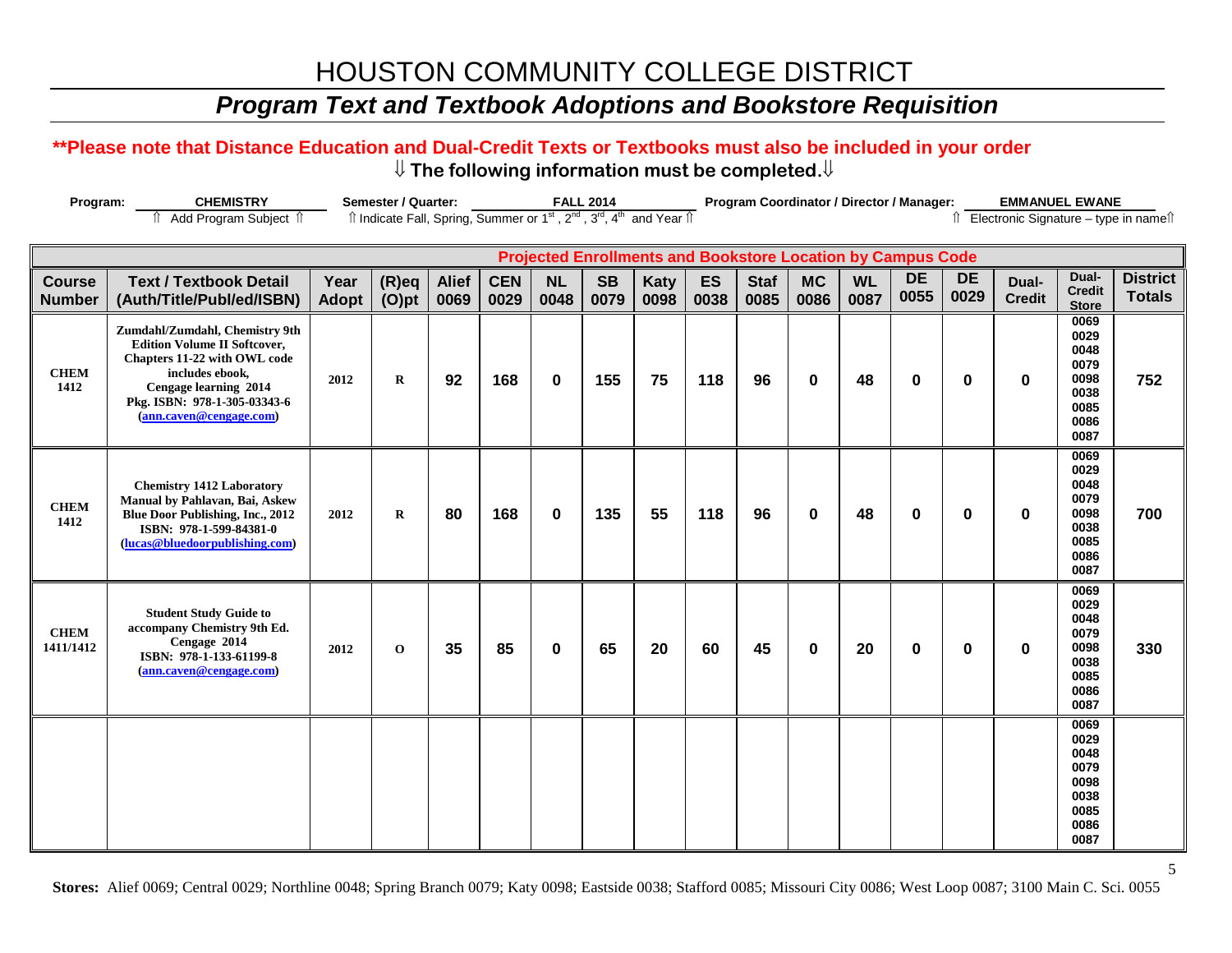# HOUSTON COMMUNITY COLLEGE DISTRICT

## *Program Text and Textbook Adoptions and Bookstore Requisition*

**\*\*Please note that Distance Education and Dual-Credit Texts or Textbooks must also be included in your order**

**⇓ The following information must be completed.⇓**

**Program:** **CHEMISTRY** ⇑ Add Program Subject ⇑ **Semester / Quarter:** **FALL 2014** ⇑ Indicate Fall, Spring, Summer or 1st, 2nd, 3rd, 4th and Year ⇑ **Program Coordinator / Director / Manager:** **EMMANUEL EWANE** ⇑ Electronic Signature – type in name⇑

| | | | | Projected Enrollments and Bookstore Location by Campus Code | | | | | | | | | | | | | |
|---|---|---|---|---|---|---|---|---|---|---|---|---|---|---|---|---|---|
| **Course Number** | **Text / Textbook Detail (Auth/Title/Publ/ed/ISBN)** | **Year Adopt** | **(R)eq (O)pt** | **Alief 0069** | **CEN 0029** | **NL 0048** | **SB 0079** | **Katy 0098** | **ES 0038** | **Staf 0085** | **MC 0086** | **WL 0087** | **DE 0055** | **DE 0029** | **Dual-Credit** | **Dual-Credit Store** | **District Totals** |
| **CHEM 1412** | **Zumdahl/Zumdahl, Chemistry 9th Edition Volume II Softcover, Chapters 11-22 with OWL code includes ebook, Cengage learning 2014 Pkg. ISBN: 978-1-305-03343-6 (ann.caven@cengage.com)** | **2012** | **R** | **92** | **168** | **0** | **155** | **75** | **118** | **96** | **0** | **48** | **0** | **0** | **0** | 0069 0029 0048 0079 0098 0038 0085 0086 0087 | **752** |
| **CHEM 1412** | **Chemistry 1412 Laboratory Manual by Pahlavan, Bai, Askew Blue Door Publishing, Inc., 2012 ISBN: 978-1-599-84381-0 (lucas@bluedoorpublishing.com)** | **2012** | **R** | **80** | **168** | **0** | **135** | **55** | **118** | **96** | **0** | **48** | **0** | **0** | **0** | 0069 0029 0048 0079 0098 0038 0085 0086 0087 | **700** |
| **CHEM 1411/1412** | **Student Study Guide to accompany Chemistry 9th Ed. Cengage 2014 ISBN: 978-1-133-61199-8 (ann.caven@cengage.com)** | **2012** | **O** | **35** | **85** | **0** | **65** | **20** | **60** | **45** | **0** | **20** | **0** | **0** | **0** | 0069 0029 0048 0079 0098 0038 0085 0086 0087 | **330** |
| | | | | | | | | | | | | | | | | 0069 0029 0048 0079 0098 0038 0085 0086 0087 | |

**Stores:** Alief 0069; Central 0029; Northline 0048; Spring Branch 0079; Katy 0098; Eastside 0038; Stafford 0085; Missouri City 0086; West Loop 0087; 3100 Main C. Sci. 0055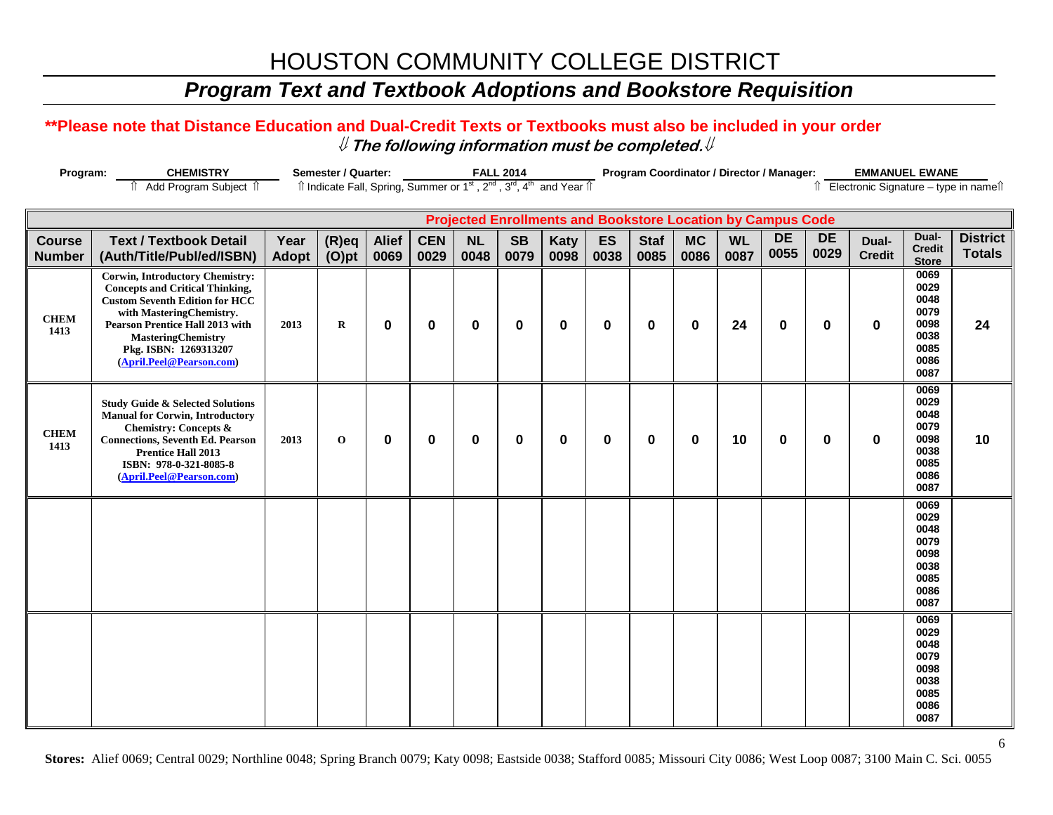# HOUSTON COMMUNITY COLLEGE DISTRICT

## *Program Text and Textbook Adoptions and Bookstore Requisition*

**\*\*Please note that Distance Education and Dual-Credit Texts or Textbooks must also be included in your order**

**⇓ *The following information must be completed.* ⇓**

**Program:** CHEMISTRY — ⇑ Add Program Subject ⇑

**Semester / Quarter:** FALL 2014 — ⇑ Indicate Fall, Spring, Summer or 1st, 2nd, 3rd, 4th and Year ⇑

**Program Coordinator / Director / Manager:** EMMANUEL EWANE — ⇑ Electronic Signature – type in name⇑

| | | | | Projected Enrollments and Bookstore Location by Campus Code | | | | | | | | | | | | |
|---|---|---|---|---|---|---|---|---|---|---|---|---|---|---|---|---|
| Course Number | Text / Textbook Detail (Auth/Title/Publ/ed/ISBN) | Year Adopt | (R)eq (O)pt | Alief 0069 | CEN 0029 | NL 0048 | SB 0079 | Katy 0098 | ES 0038 | Staf 0085 | MC 0086 | WL 0087 | DE 0055 | DE 0029 | Dual-Credit | Dual-Credit Store | District Totals |
| CHEM 1413 | Corwin, Introductory Chemistry: Concepts and Critical Thinking, Custom Seventh Edition for HCC with MasteringChemistry. Pearson Prentice Hall 2013 with MasteringChemistry Pkg. ISBN: 1269313207 (April.Peel@Pearson.com) | 2013 | R | 0 | 0 | 0 | 0 | 0 | 0 | 0 | 0 | 24 | 0 | 0 | 0 | 0069 0029 0048 0079 0098 0038 0085 0086 0087 | 24 |
| CHEM 1413 | Study Guide & Selected Solutions Manual for Corwin, Introductory Chemistry: Concepts & Connections, Seventh Ed. Pearson Prentice Hall 2013 ISBN: 978-0-321-8085-8 (April.Peel@Pearson.com) | 2013 | O | 0 | 0 | 0 | 0 | 0 | 0 | 0 | 0 | 10 | 0 | 0 | 0 | 0069 0029 0048 0079 0098 0038 0085 0086 0087 | 10 |
| | | | | | | | | | | | | | | | | 0069 0029 0048 0079 0098 0038 0085 0086 0087 | |
| | | | | | | | | | | | | | | | | 0069 0029 0048 0079 0098 0038 0085 0086 0087 | |

**Stores:** Alief 0069; Central 0029; Northline 0048; Spring Branch 0079; Katy 0098; Eastside 0038; Stafford 0085; Missouri City 0086; West Loop 0087; 3100 Main C. Sci. 0055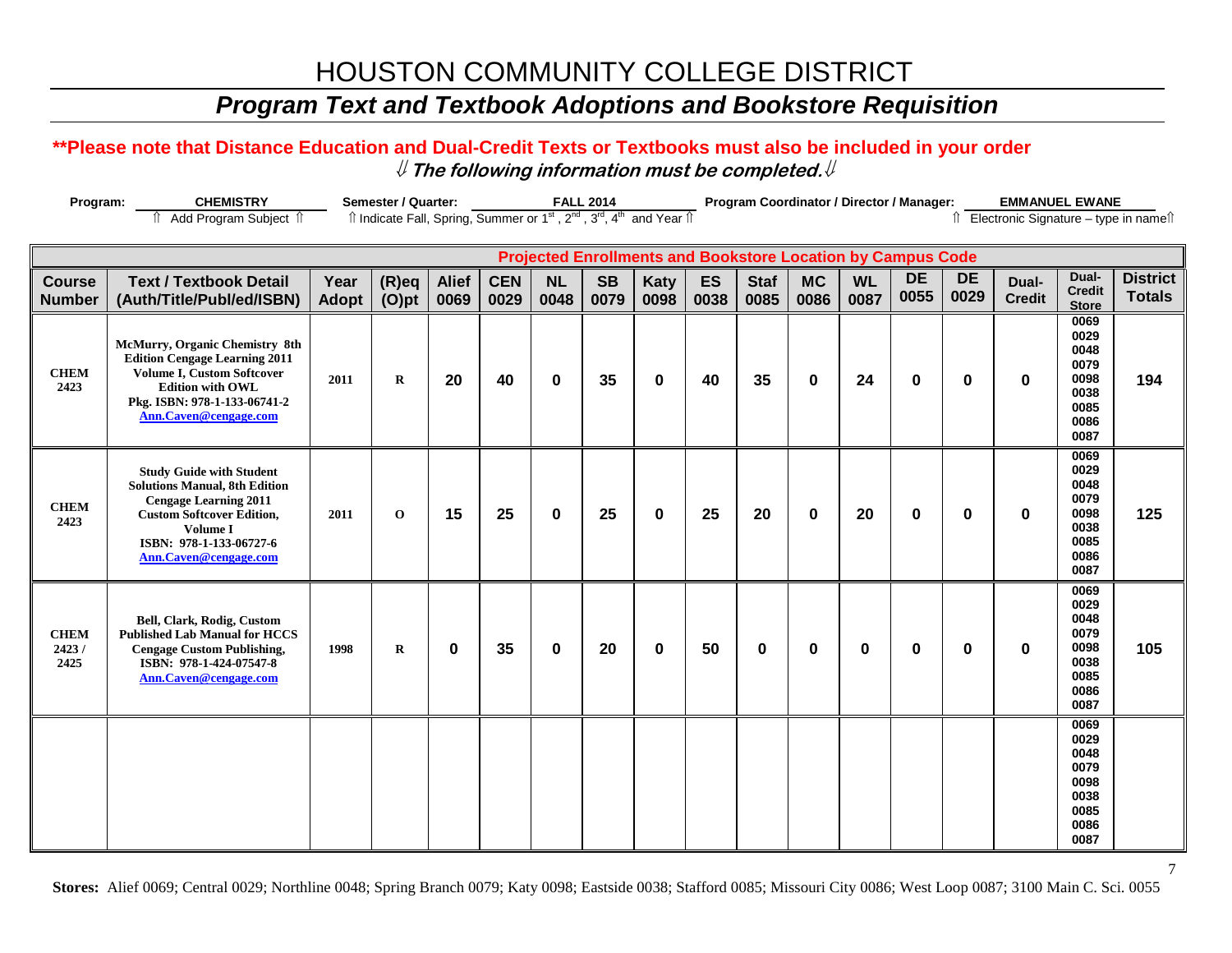# HOUSTON COMMUNITY COLLEGE DISTRICT

## *Program Text and Textbook Adoptions and Bookstore Requisition*

**\*\*Please note that Distance Education and Dual-Credit Texts or Textbooks must also be included in your order**

***⇓ The following information must be completed.⇓***

**Program:** **CHEMISTRY** — ⇑ Add Program Subject ⇑

**Semester / Quarter:** **FALL 2014** — ⇑ Indicate Fall, Spring, Summer or 1st, 2nd, 3rd, 4th and Year ⇑

**Program Coordinator / Director / Manager:** **EMMANUEL EWANE** — ⇑ Electronic Signature – type in name⇑

| | | | | Projected Enrollments and Bookstore Location by Campus Code | | | | | | | | | | | | | |
|---|---|---|---|---|---|---|---|---|---|---|---|---|---|---|---|---|---|
| **Course Number** | **Text / Textbook Detail (Auth/Title/Publ/ed/ISBN)** | **Year Adopt** | **(R)eq (O)pt** | **Alief 0069** | **CEN 0029** | **NL 0048** | **SB 0079** | **Katy 0098** | **ES 0038** | **Staf 0085** | **MC 0086** | **WL 0087** | **DE 0055** | **DE 0029** | **Dual-Credit** | **Dual-Credit Store** | **District Totals** |
| **CHEM 2423** | **McMurry, Organic Chemistry 8th Edition Cengage Learning 2011 Volume I, Custom Softcover Edition with OWL Pkg. ISBN: 978-1-133-06741-2 Ann.Caven@cengage.com** | **2011** | **R** | **20** | **40** | **0** | **35** | **0** | **40** | **35** | **0** | **24** | **0** | **0** | **0** | 0069 0029 0048 0079 0098 0038 0085 0086 0087 | **194** |
| **CHEM 2423** | **Study Guide with Student Solutions Manual, 8th Edition Cengage Learning 2011 Custom Softcover Edition, Volume I ISBN: 978-1-133-06727-6 Ann.Caven@cengage.com** | **2011** | **O** | **15** | **25** | **0** | **25** | **0** | **25** | **20** | **0** | **20** | **0** | **0** | **0** | 0069 0029 0048 0079 0098 0038 0085 0086 0087 | **125** |
| **CHEM 2423 / 2425** | **Bell, Clark, Rodig, Custom Published Lab Manual for HCCS Cengage Custom Publishing, ISBN: 978-1-424-07547-8 Ann.Caven@cengage.com** | **1998** | **R** | **0** | **35** | **0** | **20** | **0** | **50** | **0** | **0** | **0** | **0** | **0** | **0** | 0069 0029 0048 0079 0098 0038 0085 0086 0087 | **105** |
| | | | | | | | | | | | | | | | | 0069 0029 0048 0079 0098 0038 0085 0086 0087 | |

**Stores:** Alief 0069; Central 0029; Northline 0048; Spring Branch 0079; Katy 0098; Eastside 0038; Stafford 0085; Missouri City 0086; West Loop 0087; 3100 Main C. Sci. 0055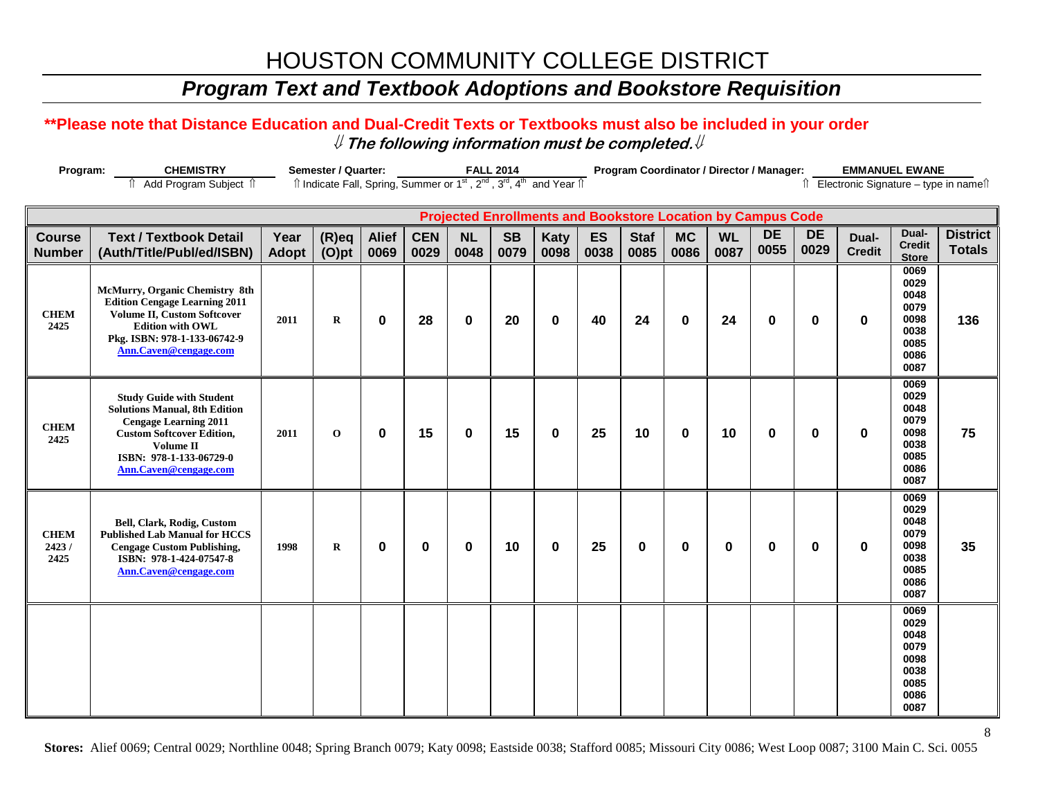# HOUSTON COMMUNITY COLLEGE DISTRICT

## *Program Text and Textbook Adoptions and Bookstore Requisition*

**\*\*Please note that Distance Education and Dual-Credit Texts or Textbooks must also be included in your order**

⇓ ***The following information must be completed.*** ⇓

**Program:** CHEMISTRY  **Semester / Quarter:** FALL 2014  **Program Coordinator / Director / Manager:** EMMANUEL EWANE

⇑ Add Program Subject ⇑  ⇑ Indicate Fall, Spring, Summer or 1st, 2nd, 3rd, 4th and Year ⇑  ⇑ Electronic Signature – type in name⇑

| | | | | Projected Enrollments and Bookstore Location by Campus Code | | | | | | | | | | | | | |
|---|---|---|---|---|---|---|---|---|---|---|---|---|---|---|---|---|---|
| **Course Number** | **Text / Textbook Detail (Auth/Title/Publ/ed/ISBN)** | **Year Adopt** | **(R)eq (O)pt** | **Alief 0069** | **CEN 0029** | **NL 0048** | **SB 0079** | **Katy 0098** | **ES 0038** | **Staf 0085** | **MC 0086** | **WL 0087** | **DE 0055** | **DE 0029** | **Dual-Credit** | **Dual-Credit Store** | **District Totals** |
| CHEM 2425 | McMurry, Organic Chemistry 8th Edition Cengage Learning 2011 Volume II, Custom Softcover Edition with OWL Pkg. ISBN: 978-1-133-06742-9 Ann.Caven@cengage.com | 2011 | R | 0 | 28 | 0 | 20 | 0 | 40 | 24 | 0 | 24 | 0 | 0 | 0 | 0069 0029 0048 0079 0098 0038 0085 0086 0087 | 136 |
| CHEM 2425 | Study Guide with Student Solutions Manual, 8th Edition Cengage Learning 2011 Custom Softcover Edition, Volume II ISBN: 978-1-133-06729-0 Ann.Caven@cengage.com | 2011 | O | 0 | 15 | 0 | 15 | 0 | 25 | 10 | 0 | 10 | 0 | 0 | 0 | 0069 0029 0048 0079 0098 0038 0085 0086 0087 | 75 |
| CHEM 2423 / 2425 | Bell, Clark, Rodig, Custom Published Lab Manual for HCCS Cengage Custom Publishing, ISBN: 978-1-424-07547-8 Ann.Caven@cengage.com | 1998 | R | 0 | 0 | 0 | 10 | 0 | 25 | 0 | 0 | 0 | 0 | 0 | 0 | 0069 0029 0048 0079 0098 0038 0085 0086 0087 | 35 |
| | | | | | | | | | | | | | | | | 0069 0029 0048 0079 0098 0038 0085 0086 0087 | |

**Stores:** Alief 0069; Central 0029; Northline 0048; Spring Branch 0079; Katy 0098; Eastside 0038; Stafford 0085; Missouri City 0086; West Loop 0087; 3100 Main C. Sci. 0055